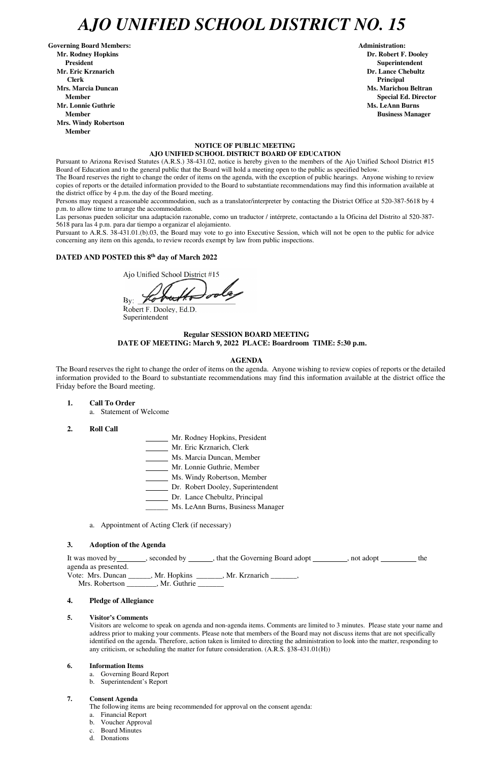# AJO UNIFIED SCHOOL DISTRICT NO. 15

**Governing Board Members:**
**Mr. Rodney Hopkins**
**President**
**Mr. Eric Krznarich**
**Clerk**
**Mrs. Marcia Duncan**
**Member**
**Mr. Lonnie Guthrie**
**Member**
**Mrs. Windy Robertson**
**Member**

**Administration:**
**Dr. Robert F. Dooley**
**Superintendent**
**Dr. Lance Chebultz**
**Principal**
**Ms. Marichou Beltran**
**Special Ed. Director**
**Ms. LeAnn Burns**
**Business Manager**

**NOTICE OF PUBLIC MEETING**
**AJO UNIFIED SCHOOL DISTRICT BOARD OF EDUCATION**

Pursuant to Arizona Revised Statutes (A.R.S.) 38-431.02, notice is hereby given to the members of the Ajo Unified School District #15 Board of Education and to the general public that the Board will hold a meeting open to the public as specified below.

The Board reserves the right to change the order of items on the agenda, with the exception of public hearings. Anyone wishing to review copies of reports or the detailed information provided to the Board to substantiate recommendations may find this information available at the district office by 4 p.m. the day of the Board meeting.

Persons may request a reasonable accommodation, such as a translator/interpreter by contacting the District Office at 520-387-5618 by 4 p.m. to allow time to arrange the accommodation.

Las personas pueden solicitar una adaptación razonable, como un traductor / intérprete, contactando a la Oficina del Distrito al 520-387-5618 para las 4 p.m. para dar tiempo a organizar el alojamiento.

Pursuant to A.R.S. 38-431.01.(b).03, the Board may vote to go into Executive Session, which will not be open to the public for advice concerning any item on this agenda, to review records exempt by law from public inspections.

**DATED AND POSTED this 8th day of March 2022**

Ajo Unified School District #15

By: ______________________
Robert F. Dooley, Ed.D.
Superintendent

**Regular SESSION BOARD MEETING**
**DATE OF MEETING: March 9, 2022 PLACE: Boardroom TIME: 5:30 p.m.**

**AGENDA**

The Board reserves the right to change the order of items on the agenda. Anyone wishing to review copies of reports or the detailed information provided to the Board to substantiate recommendations may find this information available at the district office the Friday before the Board meeting.

1. **Call To Order**
   a. Statement of Welcome

2. **Roll Call**
   ______ Mr. Rodney Hopkins, President
   ______ Mr. Eric Krznarich, Clerk
   ______ Ms. Marcia Duncan, Member
   ______ Mr. Lonnie Guthrie, Member
   ______ Ms. Windy Robertson, Member
   ______ Dr. Robert Dooley, Superintendent
   ______ Dr. Lance Chebultz, Principal
   ______ Ms. LeAnn Burns, Business Manager

   a. Appointment of Acting Clerk (if necessary)

3. **Adoption of the Agenda**

It was moved by________, seconded by ______, that the Governing Board adopt _________, not adopt _________ the agenda as presented.
Vote: Mrs. Duncan ______, Mr. Hopkins _______, Mr. Krznarich _______,
Mrs. Robertson ________, Mr. Guthrie _______

4. **Pledge of Allegiance**

5. **Visitor's Comments**
   Visitors are welcome to speak on agenda and non-agenda items. Comments are limited to 3 minutes. Please state your name and address prior to making your comments. Please note that members of the Board may not discuss items that are not specifically identified on the agenda. Therefore, action taken is limited to directing the administration to look into the matter, responding to any criticism, or scheduling the matter for future consideration. (A.R.S. §38-431.01(H))

6. **Information Items**
   a. Governing Board Report
   b. Superintendent's Report

7. **Consent Agenda**
   The following items are being recommended for approval on the consent agenda:
   a. Financial Report
   b. Voucher Approval
   c. Board Minutes
   d. Donations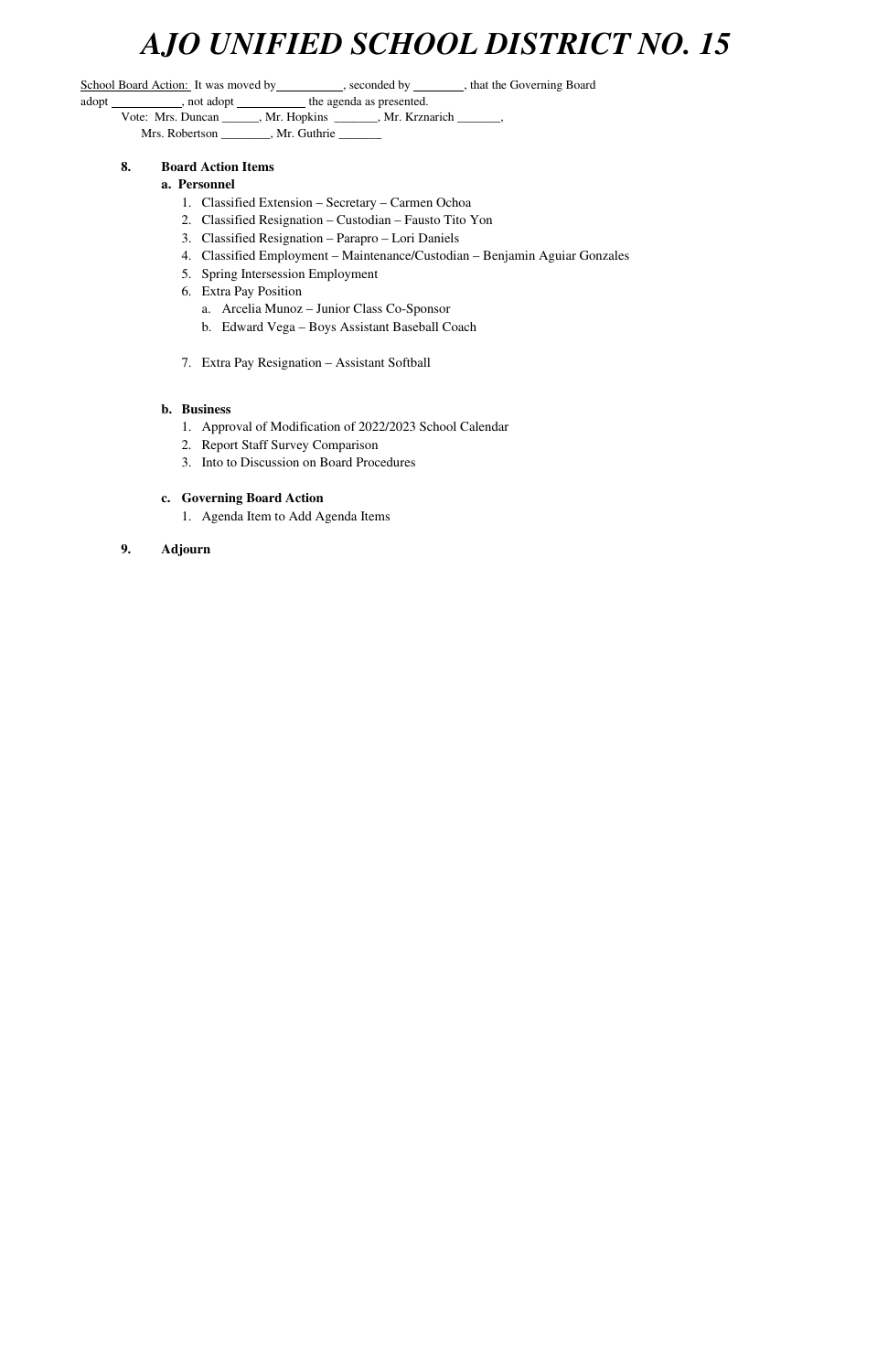# *AJO UNIFIED SCHOOL DISTRICT NO. 15*

School Board Action: It was moved by\_\_\_\_\_\_\_\_\_\_\_, seconded by \_\_\_\_\_\_\_\_, that the Governing Board adopt \_\_\_\_\_\_\_\_\_\_\_\_, not adopt \_\_\_\_\_\_\_\_\_\_\_ the agenda as presented.

Vote: Mrs. Duncan \_\_\_\_\_\_, Mr. Hopkins \_\_\_\_\_\_\_, Mr. Krznarich \_\_\_\_\_\_\_,
Mrs. Robertson \_\_\_\_\_\_\_\_, Mr. Guthrie \_\_\_\_\_\_\_

**8. Board Action Items**

**a. Personnel**

1. Classified Extension – Secretary – Carmen Ochoa
2. Classified Resignation – Custodian – Fausto Tito Yon
3. Classified Resignation – Parapro – Lori Daniels
4. Classified Employment – Maintenance/Custodian – Benjamin Aguiar Gonzales
5. Spring Intersession Employment
6. Extra Pay Position
   a. Arcelia Munoz – Junior Class Co-Sponsor
   b. Edward Vega – Boys Assistant Baseball Coach
7. Extra Pay Resignation – Assistant Softball

**b. Business**

1. Approval of Modification of 2022/2023 School Calendar
2. Report Staff Survey Comparison
3. Into to Discussion on Board Procedures

**c. Governing Board Action**

1. Agenda Item to Add Agenda Items

**9. Adjourn**